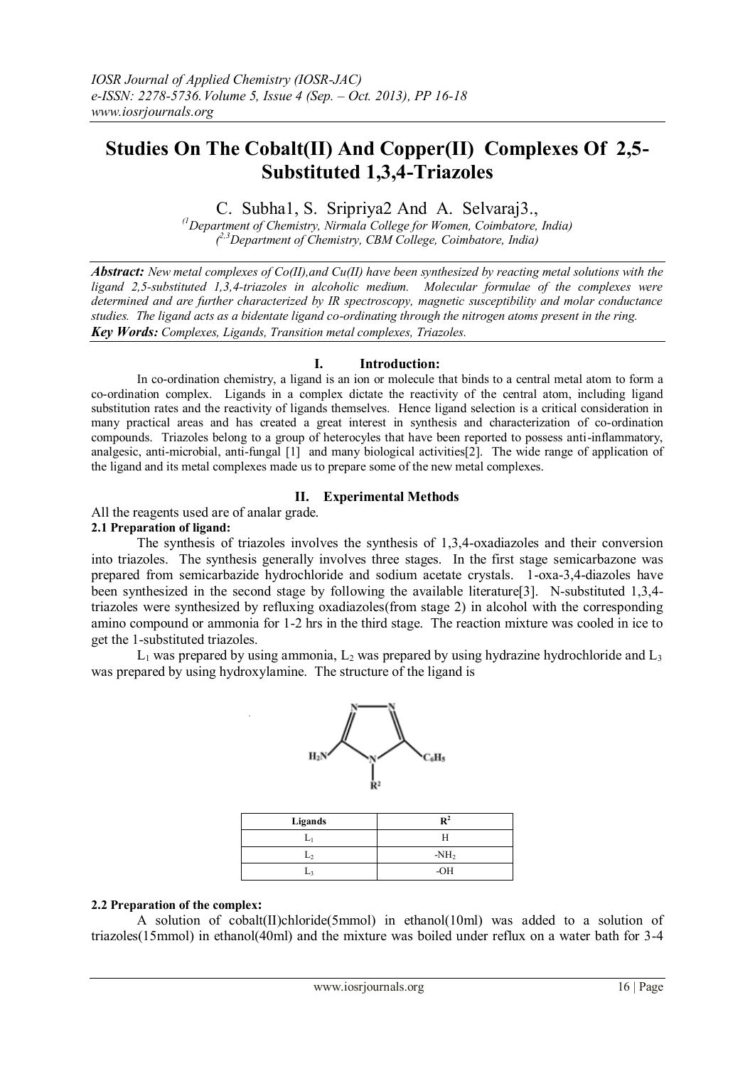# Studies On The Cobalt(II) And Copper(II) Complexes Of 2,5-Substituted 1,3,4-Triazoles

C. Subha1, S. Sripriya2 And A. Selvaraj3.,

*([1]Department of Chemistry, Nirmala College for Women, Coimbatore, India)*
*([2,3]Department of Chemistry, CBM College, Coimbatore, India)*

***Abstract:*** *New metal complexes of Co(II),and Cu(II) have been synthesized by reacting metal solutions with the ligand 2,5-substituted 1,3,4-triazoles in alcoholic medium. Molecular formulae of the complexes were determined and are further characterized by IR spectroscopy, magnetic susceptibility and molar conductance studies. The ligand acts as a bidentate ligand co-ordinating through the nitrogen atoms present in the ring.*

***Key Words:*** *Complexes, Ligands, Transition metal complexes, Triazoles.*

## I. Introduction:

In co-ordination chemistry, a ligand is an ion or molecule that binds to a central metal atom to form a co-ordination complex. Ligands in a complex dictate the reactivity of the central atom, including ligand substitution rates and the reactivity of ligands themselves. Hence ligand selection is a critical consideration in many practical areas and has created a great interest in synthesis and characterization of co-ordination compounds. Triazoles belong to a group of heterocycles that have been reported to possess anti-inflammatory, analgesic, anti-microbial, anti-fungal [1] and many biological activities[2]. The wide range of application of the ligand and its metal complexes made us to prepare some of the new metal complexes.

## II. Experimental Methods

All the reagents used are of analar grade.

### 2.1 Preparation of ligand:

The synthesis of triazoles involves the synthesis of 1,3,4-oxadiazoles and their conversion into triazoles. The synthesis generally involves three stages. In the first stage semicarbazone was prepared from semicarbazide hydrochloride and sodium acetate crystals. 1-oxa-3,4-diazoles have been synthesized in the second stage by following the available literature[3]. N-substituted 1,3,4-triazoles were synthesized by refluxing oxadiazoles(from stage 2) in alcohol with the corresponding amino compound or ammonia for 1-2 hrs in the third stage. The reaction mixture was cooled in ice to get the 1-substituted triazoles.

$L_1$ was prepared by using ammonia, $L_2$ was prepared by using hydrazine hydrochloride and $L_3$ was prepared by using hydroxylamine. The structure of the ligand is

| Ligands | $R^2$ |
| --- | --- |
| $L_1$ | H |
| $L_2$ | $-NH_2$ |
| $L_3$ | -OH |

### 2.2 Preparation of the complex:

A solution of cobalt(II)chloride(5mmol) in ethanol(10ml) was added to a solution of triazoles(15mmol) in ethanol(40ml) and the mixture was boiled under reflux on a water bath for 3-4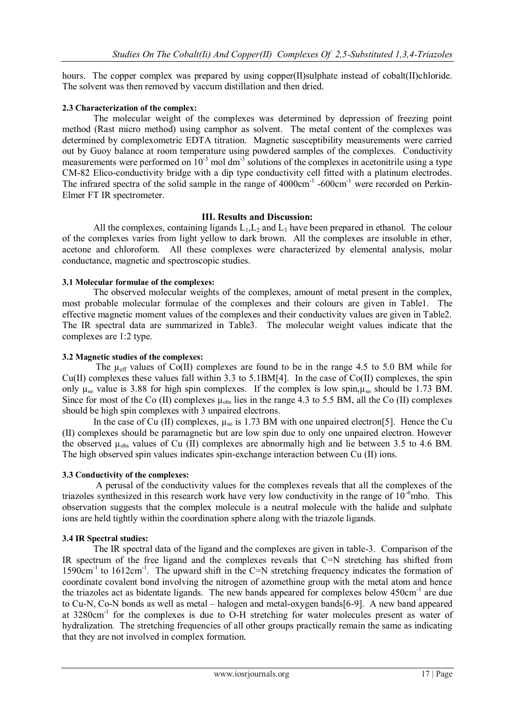hours. The copper complex was prepared by using copper(II)sulphate instead of cobalt(II)chloride. The solvent was then removed by vaccum distillation and then dried.

#### 2.3 Characterization of the complex:

The molecular weight of the complexes was determined by depression of freezing point method (Rast micro method) using camphor as solvent. The metal content of the complexes was determined by complexometric EDTA titration. Magnetic susceptibility measurements were carried out by Guoy balance at room temperature using powdered samples of the complexes. Conductivity measurements were performed on $10^{-3}$ mol dm$^{-3}$ solutions of the complexes in acetonitrile using a type CM-82 Elico-conductivity bridge with a dip type conductivity cell fitted with a platinum electrodes. The infrared spectra of the solid sample in the range of 4000cm$^{-1}$ -600cm$^{-1}$ were recorded on Perkin-Elmer FT IR spectrometer.

## III. Results and Discussion:

All the complexes, containing ligands $L_1$,$L_2$ and $L_3$ have been prepared in ethanol. The colour of the complexes varies from light yellow to dark brown. All the complexes are insoluble in ether, acetone and chloroform. All these complexes were characterized by elemental analysis, molar conductance, magnetic and spectroscopic studies.

#### 3.1 Molecular formulae of the complexes:

The observed molecular weights of the complexes, amount of metal present in the complex, most probable molecular formulae of the complexes and their colours are given in Table1. The effective magnetic moment values of the complexes and their conductivity values are given in Table2. The IR spectral data are summarized in Table3. The molecular weight values indicate that the complexes are 1:2 type.

#### 3.2 Magnetic studies of the complexes:

The $\mu_{eff}$ values of Co(II) complexes are found to be in the range 4.5 to 5.0 BM while for Cu(II) complexes these values fall within 3.3 to 5.1BM[4]. In the case of Co(II) complexes, the spin only $\mu_{so}$ value is 3.88 for high spin complexes. If the complex is low spin,$\mu_{so}$ should be 1.73 BM. Since for most of the Co (II) complexes $\mu_{obs}$ lies in the range 4.3 to 5.5 BM, all the Co (II) complexes should be high spin complexes with 3 unpaired electrons.

In the case of Cu (II) complexes, $\mu_{so}$ is 1.73 BM with one unpaired electron[5]. Hence the Cu (II) complexes should be paramagnetic but are low spin due to only one unpaired electron. However the observed $\mu_{obs}$ values of Cu (II) complexes are abnormally high and lie between 3.5 to 4.6 BM. The high observed spin values indicates spin-exchange interaction between Cu (II) ions.

#### 3.3 Conductivity of the complexes:

A perusal of the conductivity values for the complexes reveals that all the complexes of the triazoles synthesized in this research work have very low conductivity in the range of $10^{-6}$mho. This observation suggests that the complex molecule is a neutral molecule with the halide and sulphate ions are held tightly within the coordination sphere along with the triazole ligands.

#### 3.4 IR Spectral studies:

The IR spectral data of the ligand and the complexes are given in table-3. Comparison of the IR spectrum of the free ligand and the complexes reveals that C=N stretching has shifted from 1590cm$^{-1}$ to 1612cm$^{-1}$. The upward shift in the C=N stretching frequency indicates the formation of coordinate covalent bond involving the nitrogen of azomethine group with the metal atom and hence the triazoles act as bidentate ligands. The new bands appeared for complexes below 450cm$^{-1}$ are due to Cu-N, Co-N bonds as well as metal – halogen and metal-oxygen bands[6-9]. A new band appeared at 3280cm$^{-1}$ for the complexes is due to O-H stretching for water molecules present as water of hydralization. The stretching frequencies of all other groups practically remain the same as indicating that they are not involved in complex formation.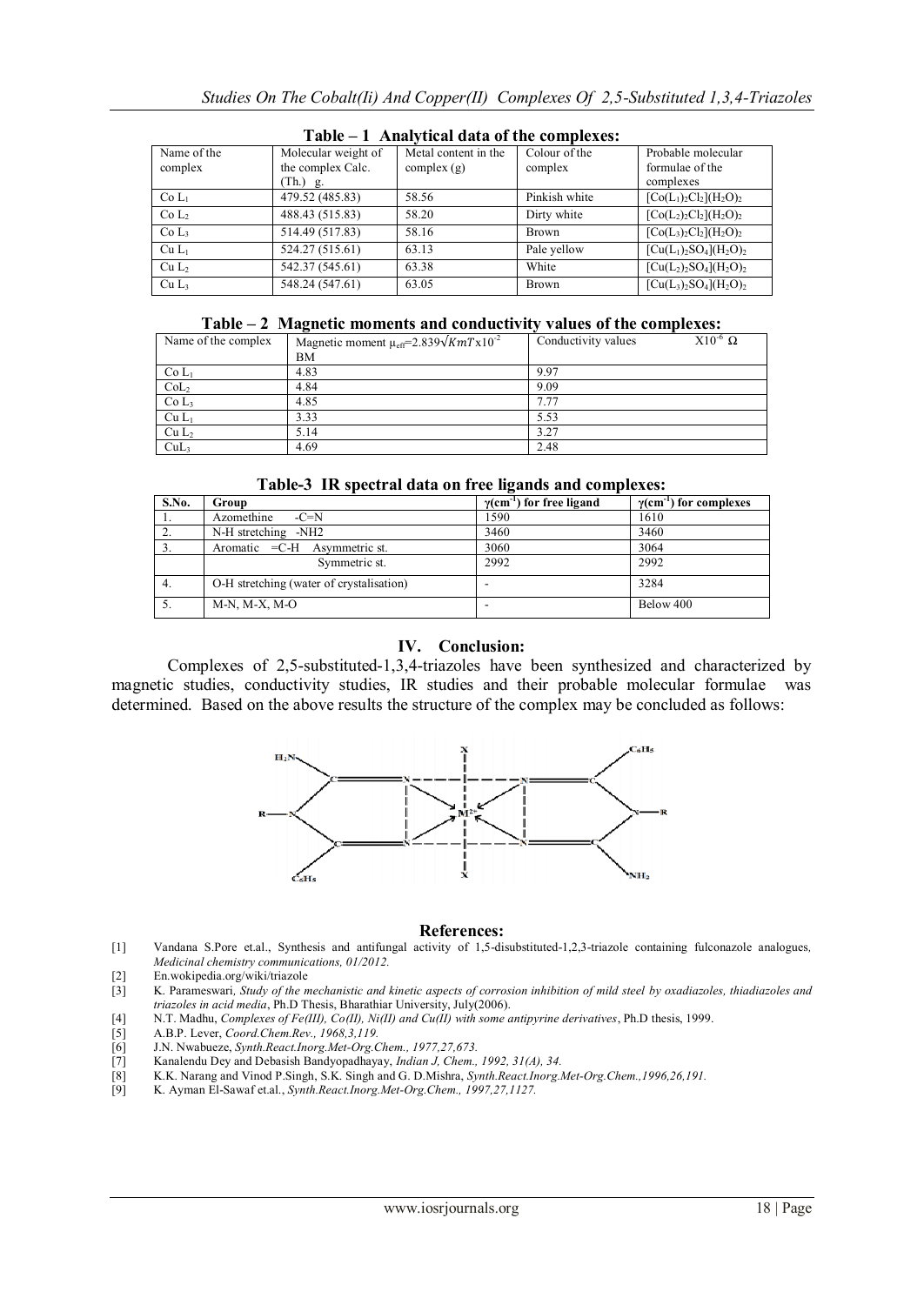**Table – 1 Analytical data of the complexes:**

| Name of the complex | Molecular weight of the complex Calc. (Th.) g. | Metal content in the complex (g) | Colour of the complex | Probable molecular formulae of the complexes |
|---|---|---|---|---|
| Co $L_1$ | 479.52 (485.83) | 58.56 | Pinkish white | $[Co(L_1)_2Cl_2](H_2O)_2$ |
| Co $L_2$ | 488.43 (515.83) | 58.20 | Dirty white | $[Co(L_2)_2Cl_2](H_2O)_2$ |
| Co $L_3$ | 514.49 (517.83) | 58.16 | Brown | $[Co(L_3)_2Cl_2](H_2O)_2$ |
| Cu $L_1$ | 524.27 (515.61) | 63.13 | Pale yellow | $[Cu(L_1)_2SO_4](H_2O)_2$ |
| Cu $L_2$ | 542.37 (545.61) | 63.38 | White | $[Cu(L_2)_2SO_4](H_2O)_2$ |
| Cu $L_3$ | 548.24 (547.61) | 63.05 | Brown | $[Cu(L_3)_2SO_4](H_2O)_2$ |

**Table – 2 Magnetic moments and conductivity values of the complexes:**

| Name of the complex | Magnetic moment $\mu_{eff}=2.839\sqrt{KmT}\,x10^{-2}$ BM | Conductivity values $X10^{-6}\ \Omega$ |
|---|---|---|
| Co $L_1$ | 4.83 | 9.97 |
| Co$L_2$ | 4.84 | 9.09 |
| Co $L_3$ | 4.85 | 7.77 |
| Cu $L_1$ | 3.33 | 5.53 |
| Cu $L_2$ | 5.14 | 3.27 |
| Cu$L_3$ | 4.69 | 2.48 |

**Table-3 IR spectral data on free ligands and complexes:**

| S.No. | Group | $\gamma(cm^{-1})$ for free ligand | $\gamma(cm^{-1})$ for complexes |
|---|---|---|---|
| 1. | Azomethine -C=N | 1590 | 1610 |
| 2. | N-H stretching -NH2 | 3460 | 3460 |
| 3. | Aromatic =C-H Asymmetric st. | 3060 | 3064 |
| | Symmetric st. | 2992 | 2992 |
| 4. | O-H stretching (water of crystalisation) | - | 3284 |
| 5. | M-N, M-X, M-O | - | Below 400 |

## IV. Conclusion:

Complexes of 2,5-substituted-1,3,4-triazoles have been synthesized and characterized by magnetic studies, conductivity studies, IR studies and their probable molecular formulae was determined. Based on the above results the structure of the complex may be concluded as follows:

$H_2N$ $C_6H_5$ R $M^{2+}$ X X R $C_6H_5$ $NH_2$

## References:

[1] Vandana S.Pore et.al., Synthesis and antifungal activity of 1,5-disubstituted-1,2,3-triazole containing fulconazole analogues, *Medicinal chemistry communications, 01/2012.*

[2] En.wokipedia.org/wiki/triazole

[3] K. Parameswari, *Study of the mechanistic and kinetic aspects of corrosion inhibition of mild steel by oxadiazoles, thiadiazoles and triazoles in acid media*, Ph.D Thesis, Bharathiar University, July(2006).

[4] N.T. Madhu, *Complexes of Fe(III), Co(II), Ni(II) and Cu(II) with some antipyrine derivatives*, Ph.D thesis, 1999.

[5] A.B.P. Lever, *Coord.Chem.Rev., 1968,3,119.*

[6] J.N. Nwabueze, *Synth.React.Inorg.Met-Org.Chem., 1977,27,673.*

[7] Kanalendu Dey and Debasish Bandyopadhayay, *Indian J, Chem., 1992, 31(A), 34.*

[8] K.K. Narang and Vinod P.Singh, S.K. Singh and G. D.Mishra, *Synth.React.Inorg.Met-Org.Chem.,1996,26,191.*

[9] K. Ayman El-Sawaf et.al., *Synth.React.Inorg.Met-Org.Chem., 1997,27,1127.*